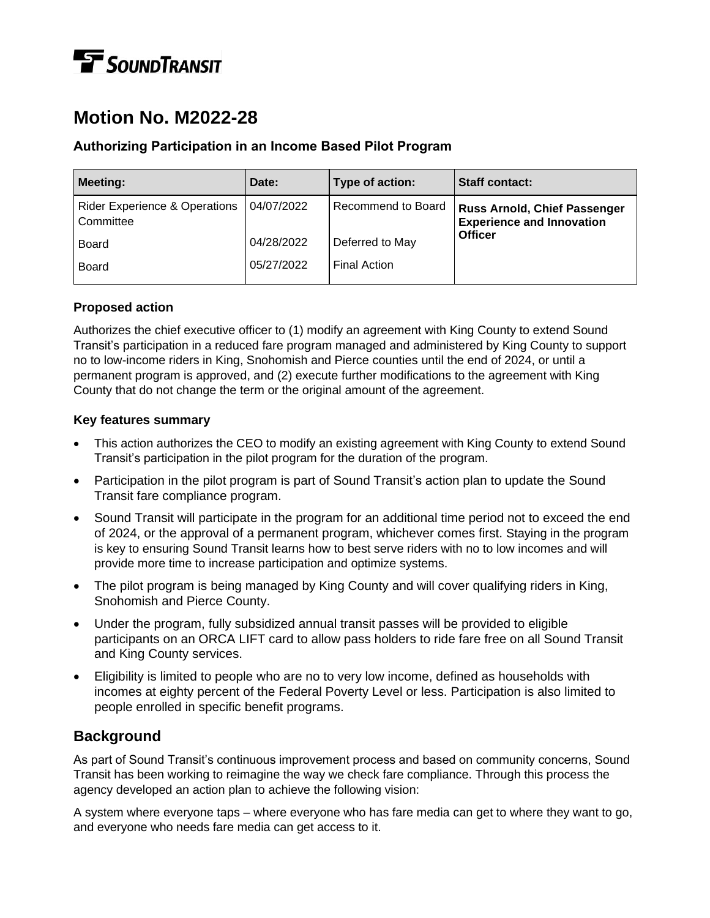# Motion No. M2022-28

### Authorizing Participation in an Income Based Pilot Program

| Meeting: | Date: | Type of action: | Staff contact: |
|---|---|---|---|
| Rider Experience & Operations Committee | 04/07/2022 | Recommend to Board | **Russ Arnold, Chief Passenger Experience and Innovation Officer** |
| Board | 04/28/2022 | Deferred to May | |
| Board | 05/27/2022 | Final Action | |

### Proposed action

Authorizes the chief executive officer to (1) modify an agreement with King County to extend Sound Transit's participation in a reduced fare program managed and administered by King County to support no to low-income riders in King, Snohomish and Pierce counties until the end of 2024, or until a permanent program is approved, and (2) execute further modifications to the agreement with King County that do not change the term or the original amount of the agreement.

### Key features summary

- This action authorizes the CEO to modify an existing agreement with King County to extend Sound Transit's participation in the pilot program for the duration of the program.
- Participation in the pilot program is part of Sound Transit's action plan to update the Sound Transit fare compliance program.
- Sound Transit will participate in the program for an additional time period not to exceed the end of 2024, or the approval of a permanent program, whichever comes first. Staying in the program is key to ensuring Sound Transit learns how to best serve riders with no to low incomes and will provide more time to increase participation and optimize systems.
- The pilot program is being managed by King County and will cover qualifying riders in King, Snohomish and Pierce County.
- Under the program, fully subsidized annual transit passes will be provided to eligible participants on an ORCA LIFT card to allow pass holders to ride fare free on all Sound Transit and King County services.
- Eligibility is limited to people who are no to very low income, defined as households with incomes at eighty percent of the Federal Poverty Level or less. Participation is also limited to people enrolled in specific benefit programs.

## Background

As part of Sound Transit's continuous improvement process and based on community concerns, Sound Transit has been working to reimagine the way we check fare compliance. Through this process the agency developed an action plan to achieve the following vision:

A system where everyone taps – where everyone who has fare media can get to where they want to go, and everyone who needs fare media can get access to it.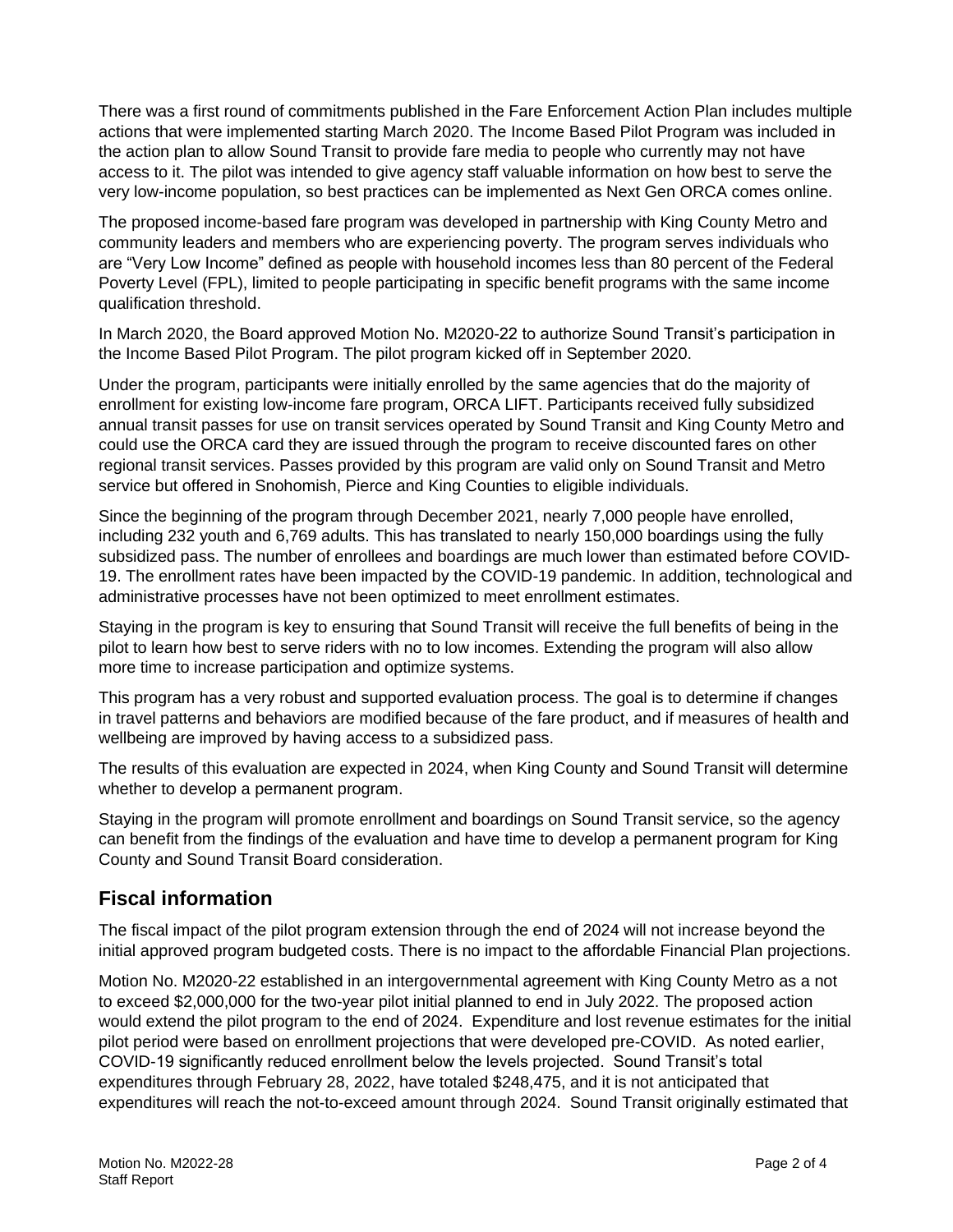There was a first round of commitments published in the Fare Enforcement Action Plan includes multiple actions that were implemented starting March 2020. The Income Based Pilot Program was included in the action plan to allow Sound Transit to provide fare media to people who currently may not have access to it. The pilot was intended to give agency staff valuable information on how best to serve the very low-income population, so best practices can be implemented as Next Gen ORCA comes online.

The proposed income-based fare program was developed in partnership with King County Metro and community leaders and members who are experiencing poverty. The program serves individuals who are "Very Low Income" defined as people with household incomes less than 80 percent of the Federal Poverty Level (FPL), limited to people participating in specific benefit programs with the same income qualification threshold.

In March 2020, the Board approved Motion No. M2020-22 to authorize Sound Transit's participation in the Income Based Pilot Program. The pilot program kicked off in September 2020.

Under the program, participants were initially enrolled by the same agencies that do the majority of enrollment for existing low-income fare program, ORCA LIFT. Participants received fully subsidized annual transit passes for use on transit services operated by Sound Transit and King County Metro and could use the ORCA card they are issued through the program to receive discounted fares on other regional transit services. Passes provided by this program are valid only on Sound Transit and Metro service but offered in Snohomish, Pierce and King Counties to eligible individuals.

Since the beginning of the program through December 2021, nearly 7,000 people have enrolled, including 232 youth and 6,769 adults. This has translated to nearly 150,000 boardings using the fully subsidized pass. The number of enrollees and boardings are much lower than estimated before COVID-19. The enrollment rates have been impacted by the COVID-19 pandemic. In addition, technological and administrative processes have not been optimized to meet enrollment estimates.

Staying in the program is key to ensuring that Sound Transit will receive the full benefits of being in the pilot to learn how best to serve riders with no to low incomes. Extending the program will also allow more time to increase participation and optimize systems.

This program has a very robust and supported evaluation process. The goal is to determine if changes in travel patterns and behaviors are modified because of the fare product, and if measures of health and wellbeing are improved by having access to a subsidized pass.

The results of this evaluation are expected in 2024, when King County and Sound Transit will determine whether to develop a permanent program.

Staying in the program will promote enrollment and boardings on Sound Transit service, so the agency can benefit from the findings of the evaluation and have time to develop a permanent program for King County and Sound Transit Board consideration.

## Fiscal information

The fiscal impact of the pilot program extension through the end of 2024 will not increase beyond the initial approved program budgeted costs. There is no impact to the affordable Financial Plan projections.

Motion No. M2020-22 established in an intergovernmental agreement with King County Metro as a not to exceed $2,000,000 for the two-year pilot initial planned to end in July 2022. The proposed action would extend the pilot program to the end of 2024. Expenditure and lost revenue estimates for the initial pilot period were based on enrollment projections that were developed pre-COVID. As noted earlier, COVID-19 significantly reduced enrollment below the levels projected. Sound Transit's total expenditures through February 28, 2022, have totaled $248,475, and it is not anticipated that expenditures will reach the not-to-exceed amount through 2024. Sound Transit originally estimated that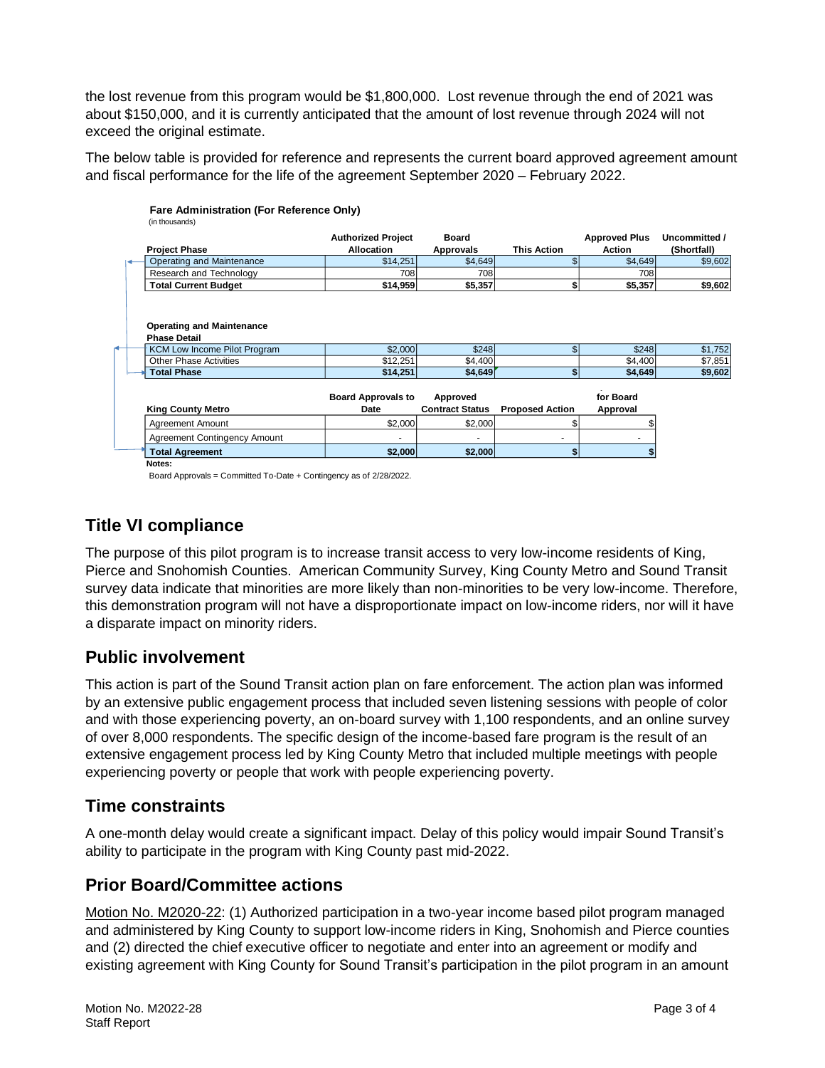the lost revenue from this program would be $1,800,000. Lost revenue through the end of 2021 was about $150,000, and it is currently anticipated that the amount of lost revenue through 2024 will not exceed the original estimate.

The below table is provided for reference and represents the current board approved agreement amount and fiscal performance for the life of the agreement September 2020 – February 2022.

**Fare Administration (For Reference Only)**
(in thousands)

| Project Phase | Authorized Project Allocation | Board Approvals | This Action | Approved Plus Action | Uncommitted / (Shortfall) |
|---|---|---|---|---|---|
| Operating and Maintenance | $14,251 | $4,649 | $ | $4,649 | $9,602 |
| Research and Technology | 708 | 708 | | 708 | |
| **Total Current Budget** | **$14,959** | **$5,357** | **$** | **$5,357** | **$9,602** |

**Operating and Maintenance Phase Detail**

| | | | | | |
|---|---|---|---|---|---|
| KCM Low Income Pilot Program | $2,000 | $248 | $ | $248 | $1,752 |
| Other Phase Activities | $12,251 | $4,400 | | $4,400 | $7,851 |
| **Total Phase** | **$14,251** | **$4,649** | **$** | **$4,649** | **$9,602** |

| King County Metro | Board Approvals to Date | Approved Contract Status | Proposed Action | for Board Approval |
|---|---|---|---|---|
| Agreement Amount | $2,000 | $2,000 | $ | $ |
| Agreement Contingency Amount | - | - | - | - |
| **Total Agreement** | **$2,000** | **$2,000** | **$** | **$** |

**Notes:**
Board Approvals = Committed To-Date + Contingency as of 2/28/2022.

## Title VI compliance

The purpose of this pilot program is to increase transit access to very low-income residents of King, Pierce and Snohomish Counties. American Community Survey, King County Metro and Sound Transit survey data indicate that minorities are more likely than non-minorities to be very low-income. Therefore, this demonstration program will not have a disproportionate impact on low-income riders, nor will it have a disparate impact on minority riders.

## Public involvement

This action is part of the Sound Transit action plan on fare enforcement. The action plan was informed by an extensive public engagement process that included seven listening sessions with people of color and with those experiencing poverty, an on-board survey with 1,100 respondents, and an online survey of over 8,000 respondents. The specific design of the income-based fare program is the result of an extensive engagement process led by King County Metro that included multiple meetings with people experiencing poverty or people that work with people experiencing poverty.

## Time constraints

A one-month delay would create a significant impact. Delay of this policy would impair Sound Transit's ability to participate in the program with King County past mid-2022.

## Prior Board/Committee actions

Motion No. M2020-22: (1) Authorized participation in a two-year income based pilot program managed and administered by King County to support low-income riders in King, Snohomish and Pierce counties and (2) directed the chief executive officer to negotiate and enter into an agreement or modify and existing agreement with King County for Sound Transit's participation in the pilot program in an amount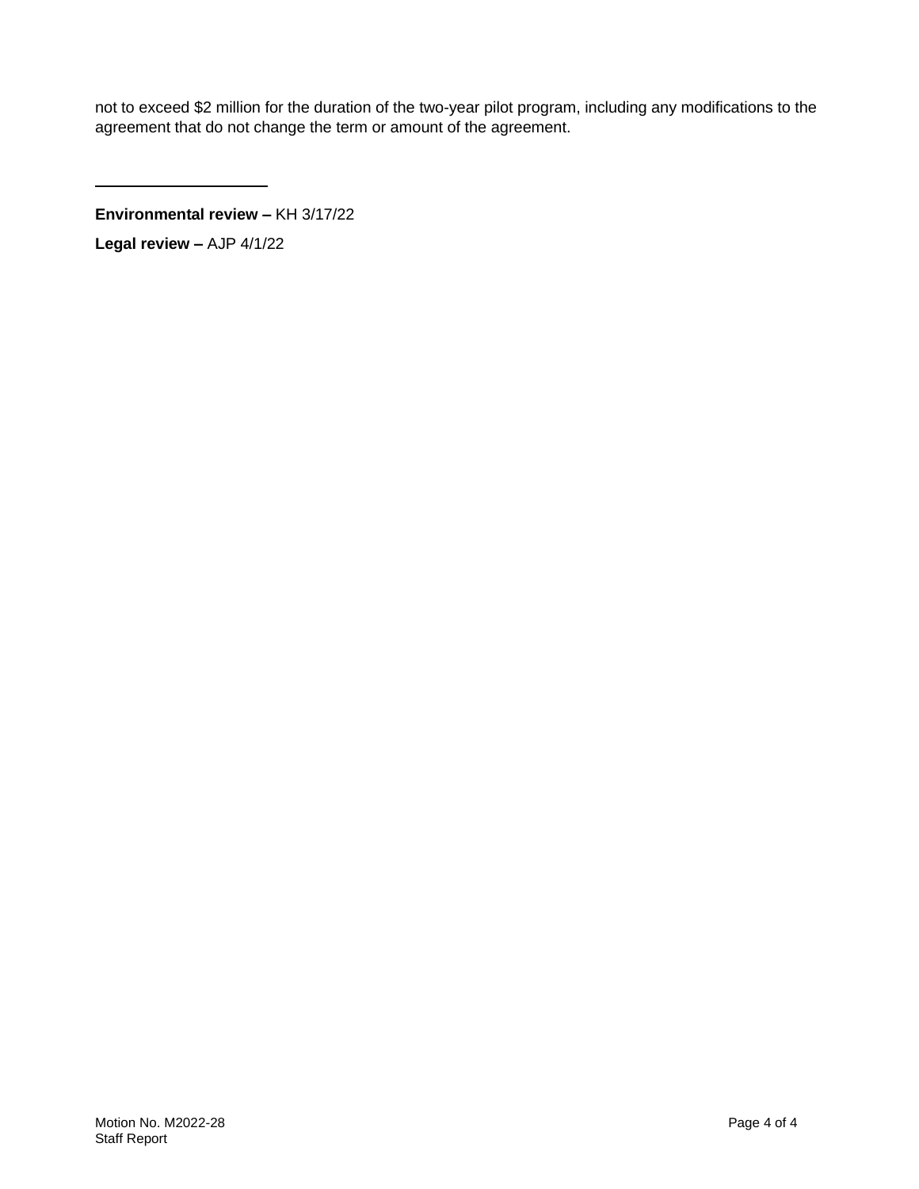not to exceed $2 million for the duration of the two-year pilot program, including any modifications to the agreement that do not change the term or amount of the agreement.

---

**Environmental review –** KH 3/17/22

**Legal review –** AJP 4/1/22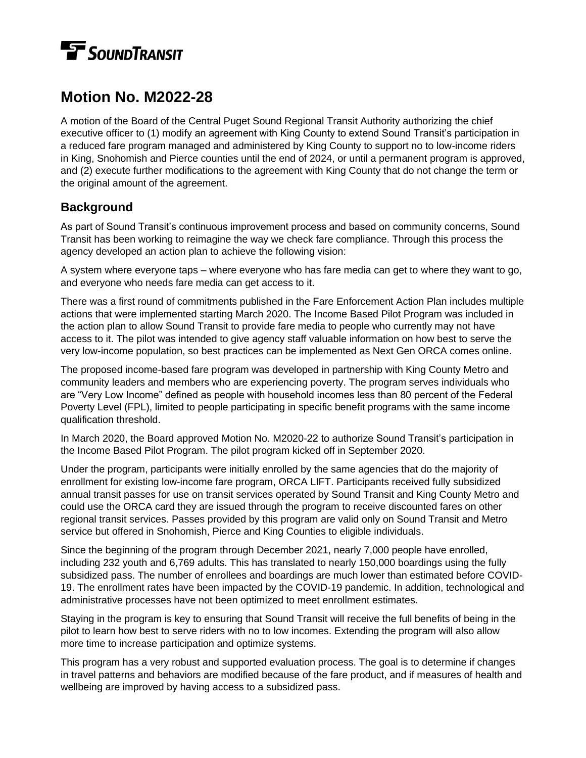# Motion No. M2022-28

A motion of the Board of the Central Puget Sound Regional Transit Authority authorizing the chief executive officer to (1) modify an agreement with King County to extend Sound Transit's participation in a reduced fare program managed and administered by King County to support no to low-income riders in King, Snohomish and Pierce counties until the end of 2024, or until a permanent program is approved, and (2) execute further modifications to the agreement with King County that do not change the term or the original amount of the agreement.

## Background

As part of Sound Transit's continuous improvement process and based on community concerns, Sound Transit has been working to reimagine the way we check fare compliance. Through this process the agency developed an action plan to achieve the following vision:

A system where everyone taps – where everyone who has fare media can get to where they want to go, and everyone who needs fare media can get access to it.

There was a first round of commitments published in the Fare Enforcement Action Plan includes multiple actions that were implemented starting March 2020. The Income Based Pilot Program was included in the action plan to allow Sound Transit to provide fare media to people who currently may not have access to it. The pilot was intended to give agency staff valuable information on how best to serve the very low-income population, so best practices can be implemented as Next Gen ORCA comes online.

The proposed income-based fare program was developed in partnership with King County Metro and community leaders and members who are experiencing poverty. The program serves individuals who are "Very Low Income" defined as people with household incomes less than 80 percent of the Federal Poverty Level (FPL), limited to people participating in specific benefit programs with the same income qualification threshold.

In March 2020, the Board approved Motion No. M2020-22 to authorize Sound Transit's participation in the Income Based Pilot Program. The pilot program kicked off in September 2020.

Under the program, participants were initially enrolled by the same agencies that do the majority of enrollment for existing low-income fare program, ORCA LIFT. Participants received fully subsidized annual transit passes for use on transit services operated by Sound Transit and King County Metro and could use the ORCA card they are issued through the program to receive discounted fares on other regional transit services. Passes provided by this program are valid only on Sound Transit and Metro service but offered in Snohomish, Pierce and King Counties to eligible individuals.

Since the beginning of the program through December 2021, nearly 7,000 people have enrolled, including 232 youth and 6,769 adults. This has translated to nearly 150,000 boardings using the fully subsidized pass. The number of enrollees and boardings are much lower than estimated before COVID-19. The enrollment rates have been impacted by the COVID-19 pandemic. In addition, technological and administrative processes have not been optimized to meet enrollment estimates.

Staying in the program is key to ensuring that Sound Transit will receive the full benefits of being in the pilot to learn how best to serve riders with no to low incomes. Extending the program will also allow more time to increase participation and optimize systems.

This program has a very robust and supported evaluation process. The goal is to determine if changes in travel patterns and behaviors are modified because of the fare product, and if measures of health and wellbeing are improved by having access to a subsidized pass.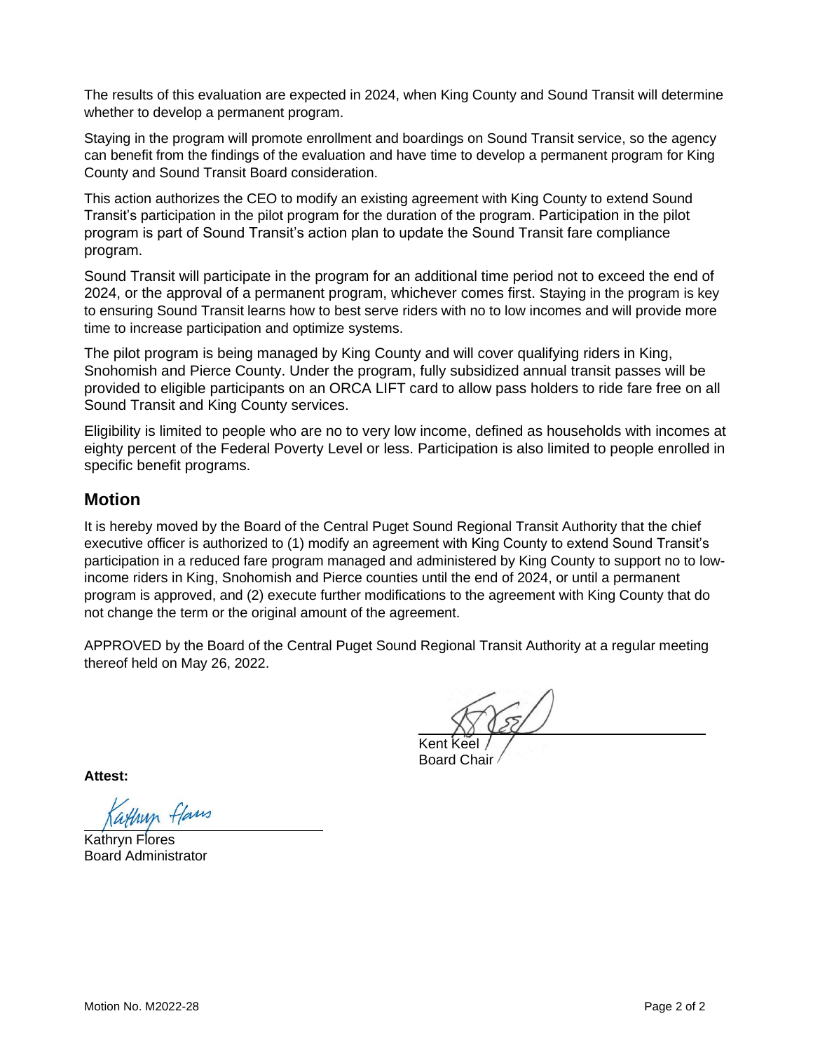The results of this evaluation are expected in 2024, when King County and Sound Transit will determine whether to develop a permanent program.

Staying in the program will promote enrollment and boardings on Sound Transit service, so the agency can benefit from the findings of the evaluation and have time to develop a permanent program for King County and Sound Transit Board consideration.

This action authorizes the CEO to modify an existing agreement with King County to extend Sound Transit's participation in the pilot program for the duration of the program. Participation in the pilot program is part of Sound Transit's action plan to update the Sound Transit fare compliance program.

Sound Transit will participate in the program for an additional time period not to exceed the end of 2024, or the approval of a permanent program, whichever comes first. Staying in the program is key to ensuring Sound Transit learns how to best serve riders with no to low incomes and will provide more time to increase participation and optimize systems.

The pilot program is being managed by King County and will cover qualifying riders in King, Snohomish and Pierce County. Under the program, fully subsidized annual transit passes will be provided to eligible participants on an ORCA LIFT card to allow pass holders to ride fare free on all Sound Transit and King County services.

Eligibility is limited to people who are no to very low income, defined as households with incomes at eighty percent of the Federal Poverty Level or less. Participation is also limited to people enrolled in specific benefit programs.

## Motion

It is hereby moved by the Board of the Central Puget Sound Regional Transit Authority that the chief executive officer is authorized to (1) modify an agreement with King County to extend Sound Transit's participation in a reduced fare program managed and administered by King County to support no to low-income riders in King, Snohomish and Pierce counties until the end of 2024, or until a permanent program is approved, and (2) execute further modifications to the agreement with King County that do not change the term or the original amount of the agreement.

APPROVED by the Board of the Central Puget Sound Regional Transit Authority at a regular meeting thereof held on May 26, 2022.

Kent Keel
Board Chair

**Attest:**

Kathryn Flores
Board Administrator

Motion No. M2022-28